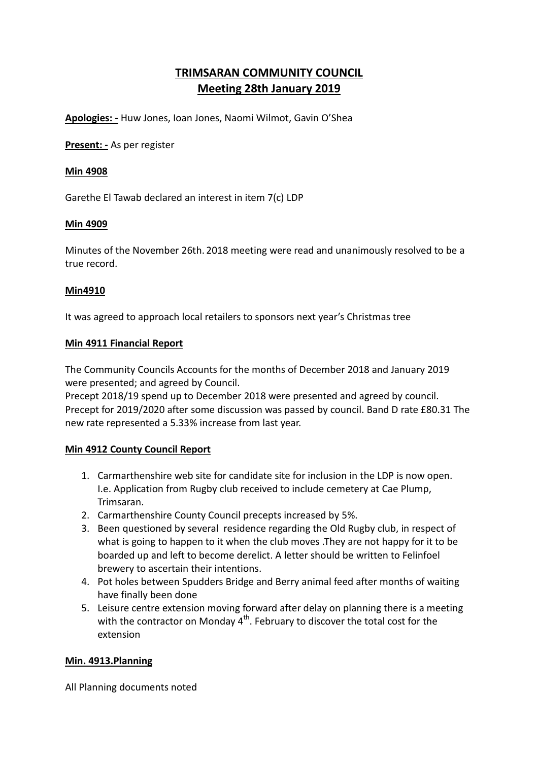# **TRIMSARAN COMMUNITY COUNCIL**
## **Meeting 28th January 2019**

**Apologies: -** Huw Jones, Ioan Jones, Naomi Wilmot, Gavin O'Shea

**Present: -** As per register

**Min 4908**

Garethe El Tawab declared an interest in item 7(c) LDP

**Min 4909**

Minutes of the November 26th. 2018 meeting were read and unanimously resolved to be a true record.

**Min4910**

It was agreed to approach local retailers to sponsors next year's Christmas tree

**Min 4911 Financial Report**

The Community Councils Accounts for the months of December 2018 and January 2019 were presented; and agreed by Council.
Precept 2018/19 spend up to December 2018 were presented and agreed by council.
Precept for 2019/2020 after some discussion was passed by council. Band D rate £80.31 The new rate represented a 5.33% increase from last year.

**Min 4912 County Council Report**

1. Carmarthenshire web site for candidate site for inclusion in the LDP is now open. I.e. Application from Rugby club received to include cemetery at Cae Plump, Trimsaran.
2. Carmarthenshire County Council precepts increased by 5%.
3. Been questioned by several residence regarding the Old Rugby club, in respect of what is going to happen to it when the club moves .They are not happy for it to be boarded up and left to become derelict. A letter should be written to Felinfoel brewery to ascertain their intentions.
4. Pot holes between Spudders Bridge and Berry animal feed after months of waiting have finally been done
5. Leisure centre extension moving forward after delay on planning there is a meeting with the contractor on Monday 4th. February to discover the total cost for the extension

**Min. 4913.Planning**

All Planning documents noted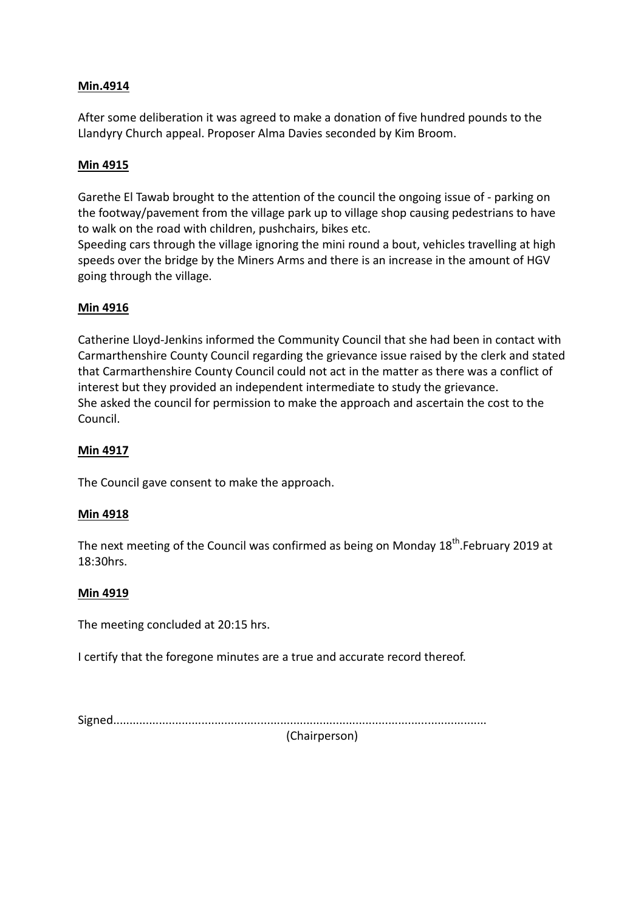**Min.4914**

After some deliberation it was agreed to make a donation of five hundred pounds to the Llandyry Church appeal. Proposer Alma Davies seconded by Kim Broom.

**Min 4915**

Garethe El Tawab brought to the attention of the council the ongoing issue of - parking on the footway/pavement from the village park up to village shop causing pedestrians to have to walk on the road with children, pushchairs, bikes etc.
Speeding cars through the village ignoring the mini round a bout, vehicles travelling at high speeds over the bridge by the Miners Arms and there is an increase in the amount of HGV going through the village.

**Min 4916**

Catherine Lloyd-Jenkins informed the Community Council that she had been in contact with Carmarthenshire County Council regarding the grievance issue raised by the clerk and stated that Carmarthenshire County Council could not act in the matter as there was a conflict of interest but they provided an independent intermediate to study the grievance.
She asked the council for permission to make the approach and ascertain the cost to the Council.

**Min 4917**

The Council gave consent to make the approach.

**Min 4918**

The next meeting of the Council was confirmed as being on Monday 18th.February 2019 at 18:30hrs.

**Min 4919**

The meeting concluded at 20:15 hrs.

I certify that the foregone minutes are a true and accurate record thereof.

Signed.................................................................................................................

(Chairperson)